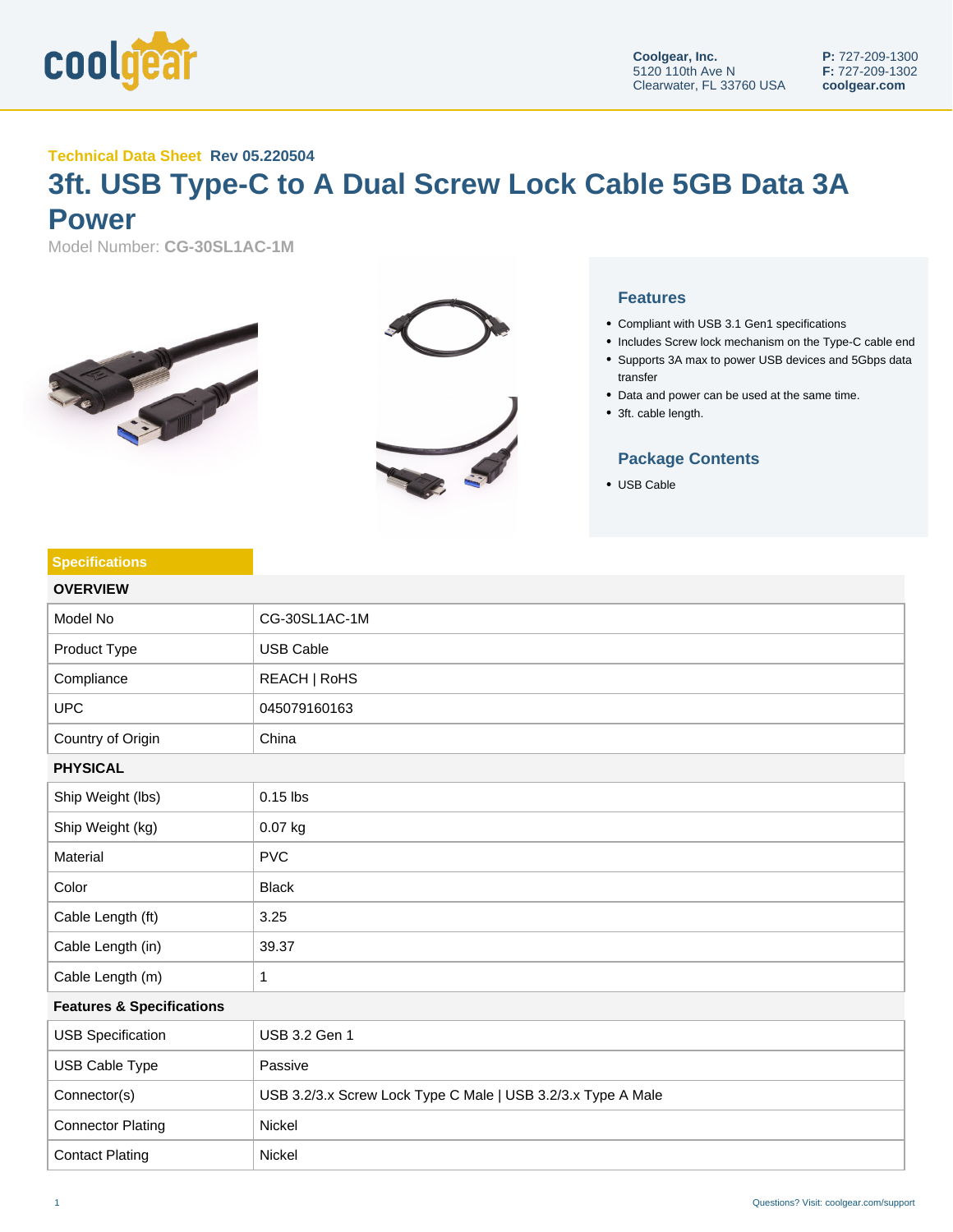coolgear

Coolgear, Inc.
5120 110th Ave N
Clearwater, FL 33760 USA

**P:** 727-209-1300
**F:** 727-209-1302
**coolgear.com**

**Technical Data Sheet** **Rev 05.220504**

# 3ft. USB Type-C to A Dual Screw Lock Cable 5GB Data 3A Power

Model Number: **CG-30SL1AC-1M**

## Features

- Compliant with USB 3.1 Gen1 specifications
- Includes Screw lock mechanism on the Type-C cable end
- Supports 3A max to power USB devices and 5Gbps data transfer
- Data and power can be used at the same time.
- 3ft. cable length.

## Package Contents

- USB Cable

## Specifications

| OVERVIEW | |
|---|---|
| Model No | CG-30SL1AC-1M |
| Product Type | USB Cable |
| Compliance | REACH \| RoHS |
| UPC | 045079160163 |
| Country of Origin | China |
| **PHYSICAL** | |
| Ship Weight (lbs) | 0.15 lbs |
| Ship Weight (kg) | 0.07 kg |
| Material | PVC |
| Color | Black |
| Cable Length (ft) | 3.25 |
| Cable Length (in) | 39.37 |
| Cable Length (m) | 1 |
| **Features & Specifications** | |
| USB Specification | USB 3.2 Gen 1 |
| USB Cable Type | Passive |
| Connector(s) | USB 3.2/3.x Screw Lock Type C Male \| USB 3.2/3.x Type A Male |
| Connector Plating | Nickel |
| Contact Plating | Nickel |

Questions? Visit: coolgear.com/support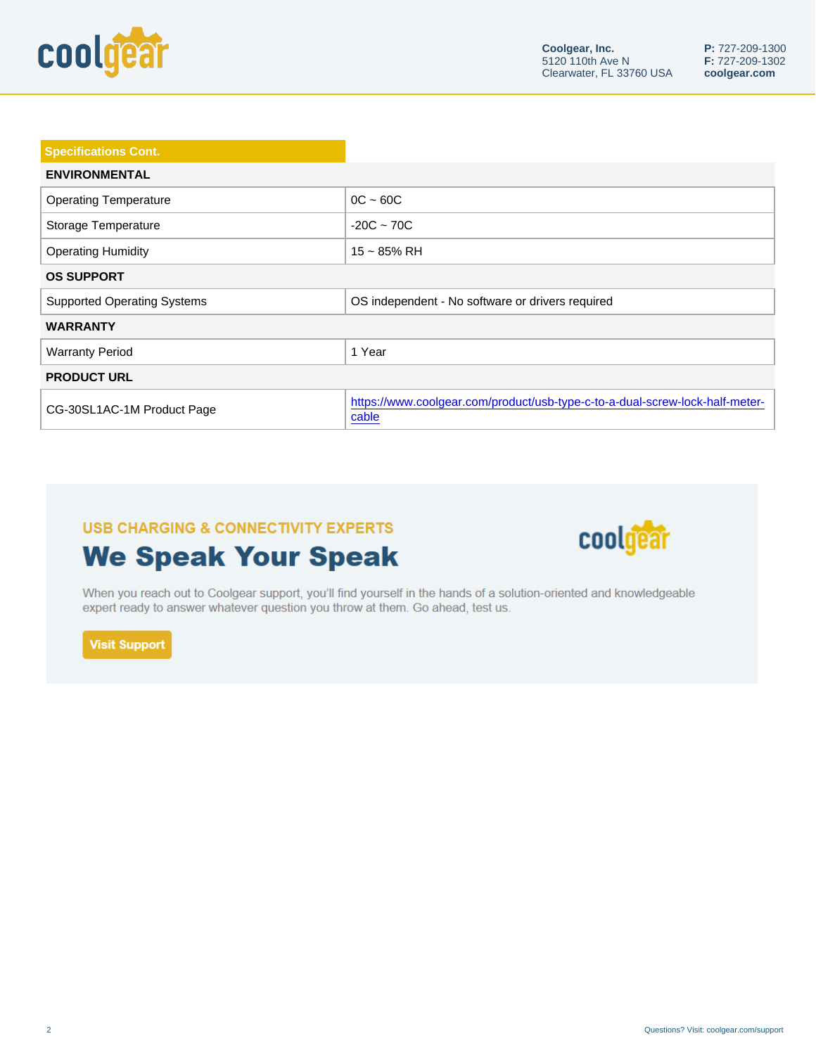## Specifications Cont.

| | |
|---|---|
| **ENVIRONMENTAL** | |
| Operating Temperature | 0C ~ 60C |
| Storage Temperature | -20C ~ 70C |
| Operating Humidity | 15 ~ 85% RH |
| **OS SUPPORT** | |
| Supported Operating Systems | OS independent - No software or drivers required |
| **WARRANTY** | |
| Warranty Period | 1 Year |
| **PRODUCT URL** | |
| CG-30SL1AC-1M Product Page | https://www.coolgear.com/product/usb-type-c-to-a-dual-screw-lock-half-meter-cable |

USB CHARGING & CONNECTIVITY EXPERTS

## We Speak Your Speak

When you reach out to Coolgear support, you'll find yourself in the hands of a solution-oriented and knowledgeable expert ready to answer whatever question you throw at them. Go ahead, test us.

Visit Support